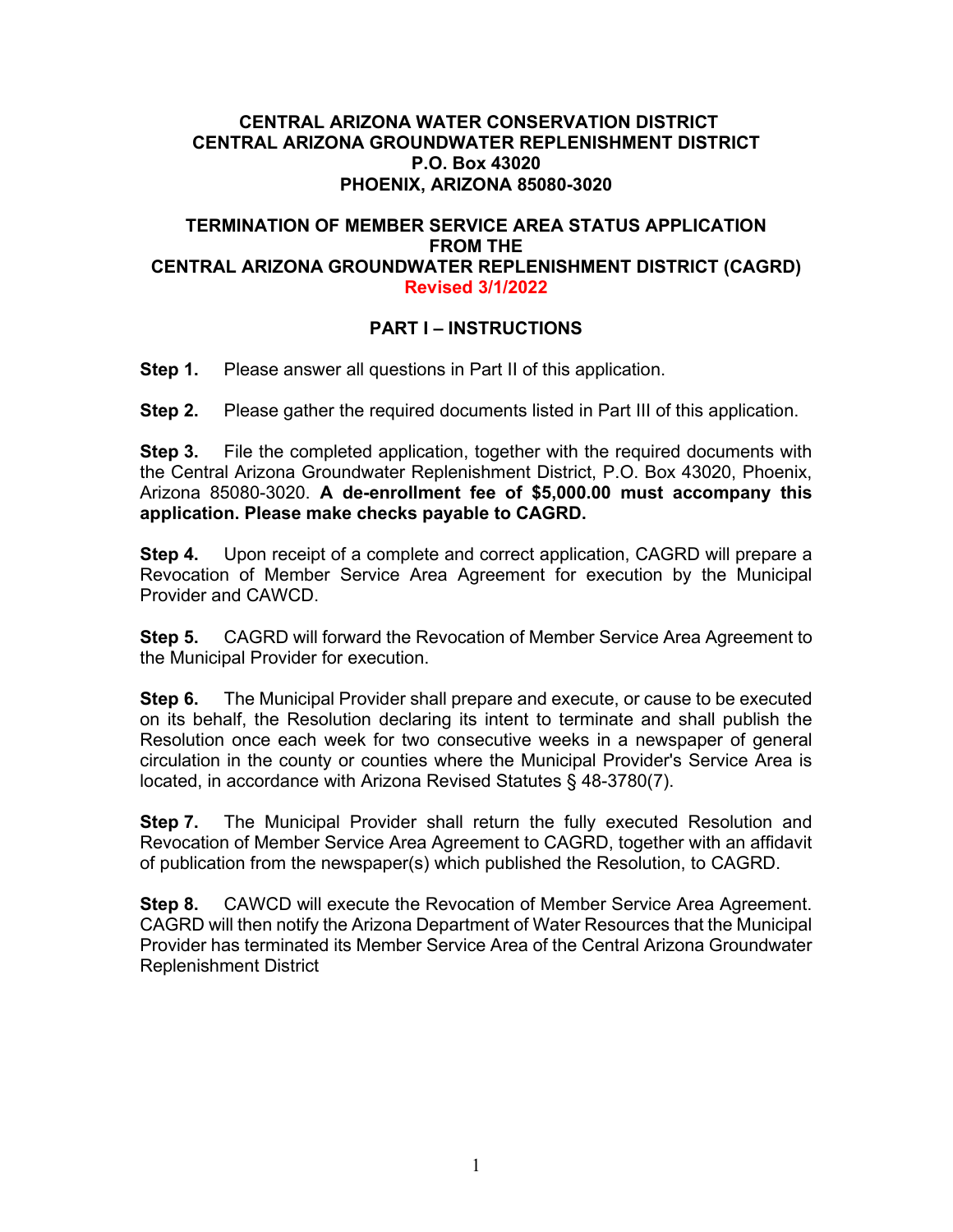**CENTRAL ARIZONA WATER CONSERVATION DISTRICT**
**CENTRAL ARIZONA GROUNDWATER REPLENISHMENT DISTRICT**
**P.O. Box 43020**
**PHOENIX, ARIZONA 85080-3020**

# TERMINATION OF MEMBER SERVICE AREA STATUS APPLICATION FROM THE CENTRAL ARIZONA GROUNDWATER REPLENISHMENT DISTRICT (CAGRD)

**Revised 3/1/2022**

## PART I – INSTRUCTIONS

**Step 1.** Please answer all questions in Part II of this application.

**Step 2.** Please gather the required documents listed in Part III of this application.

**Step 3.** File the completed application, together with the required documents with the Central Arizona Groundwater Replenishment District, P.O. Box 43020, Phoenix, Arizona 85080-3020. **A de-enrollment fee of $5,000.00 must accompany this application. Please make checks payable to CAGRD.**

**Step 4.** Upon receipt of a complete and correct application, CAGRD will prepare a Revocation of Member Service Area Agreement for execution by the Municipal Provider and CAWCD.

**Step 5.** CAGRD will forward the Revocation of Member Service Area Agreement to the Municipal Provider for execution.

**Step 6.** The Municipal Provider shall prepare and execute, or cause to be executed on its behalf, the Resolution declaring its intent to terminate and shall publish the Resolution once each week for two consecutive weeks in a newspaper of general circulation in the county or counties where the Municipal Provider's Service Area is located, in accordance with Arizona Revised Statutes § 48-3780(7).

**Step 7.** The Municipal Provider shall return the fully executed Resolution and Revocation of Member Service Area Agreement to CAGRD, together with an affidavit of publication from the newspaper(s) which published the Resolution, to CAGRD.

**Step 8.** CAWCD will execute the Revocation of Member Service Area Agreement. CAGRD will then notify the Arizona Department of Water Resources that the Municipal Provider has terminated its Member Service Area of the Central Arizona Groundwater Replenishment District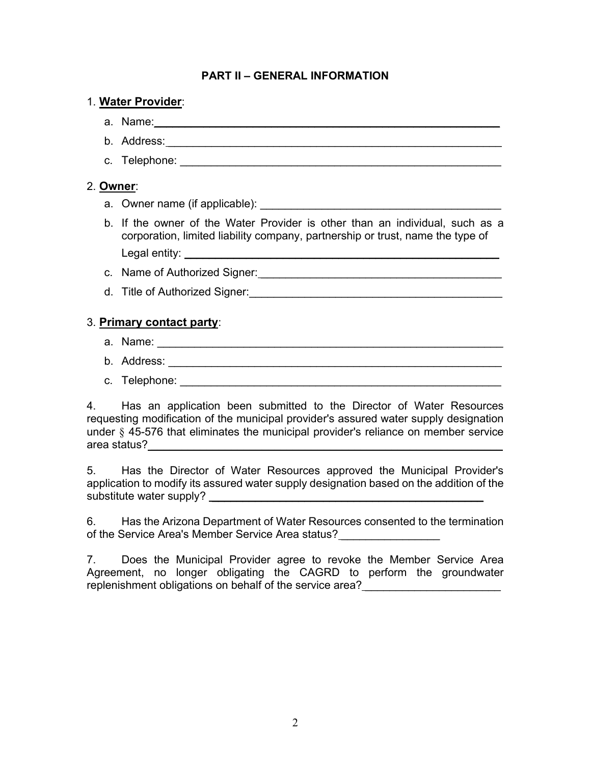## PART II – GENERAL INFORMATION

1. **Water Provider**:

   a. Name: ____________________________________________

   b. Address: ____________________________________________

   c. Telephone: ____________________________________________

2. **Owner**:

   a. Owner name (if applicable): ______________________________

   b. If the owner of the Water Provider is other than an individual, such as a corporation, limited liability company, partnership or trust, name the type of Legal entity: ____________________________________________

   c. Name of Authorized Signer: ______________________________

   d. Title of Authorized Signer: ______________________________

3. **Primary contact party**:

   a. Name: ____________________________________________

   b. Address: ____________________________________________

   c. Telephone: ____________________________________________

4. Has an application been submitted to the Director of Water Resources requesting modification of the municipal provider's assured water supply designation under § 45-576 that eliminates the municipal provider's reliance on member service area status? ____________________________________________

5. Has the Director of Water Resources approved the Municipal Provider's application to modify its assured water supply designation based on the addition of the substitute water supply? ______________________________

6. Has the Arizona Department of Water Resources consented to the termination of the Service Area's Member Service Area status? ________________

7. Does the Municipal Provider agree to revoke the Member Service Area Agreement, no longer obligating the CAGRD to perform the groundwater replenishment obligations on behalf of the service area? ______________________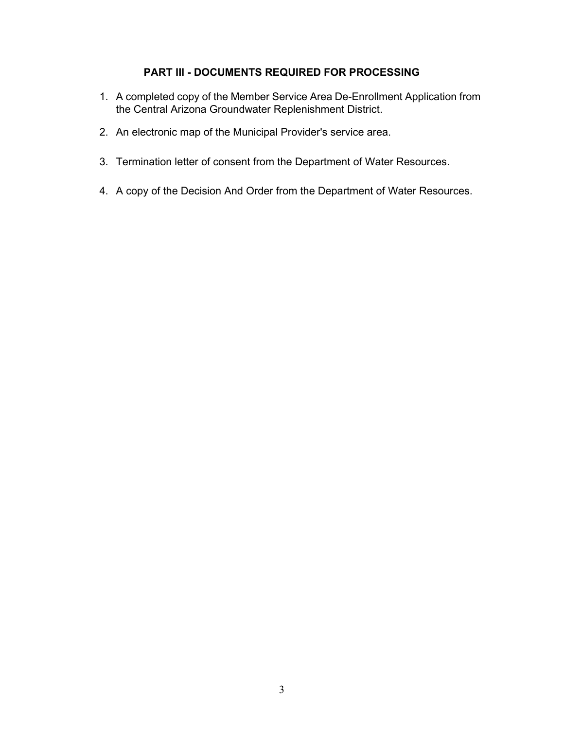## PART III - DOCUMENTS REQUIRED FOR PROCESSING

1. A completed copy of the Member Service Area De-Enrollment Application from the Central Arizona Groundwater Replenishment District.
2. An electronic map of the Municipal Provider's service area.
3. Termination letter of consent from the Department of Water Resources.
4. A copy of the Decision And Order from the Department of Water Resources.